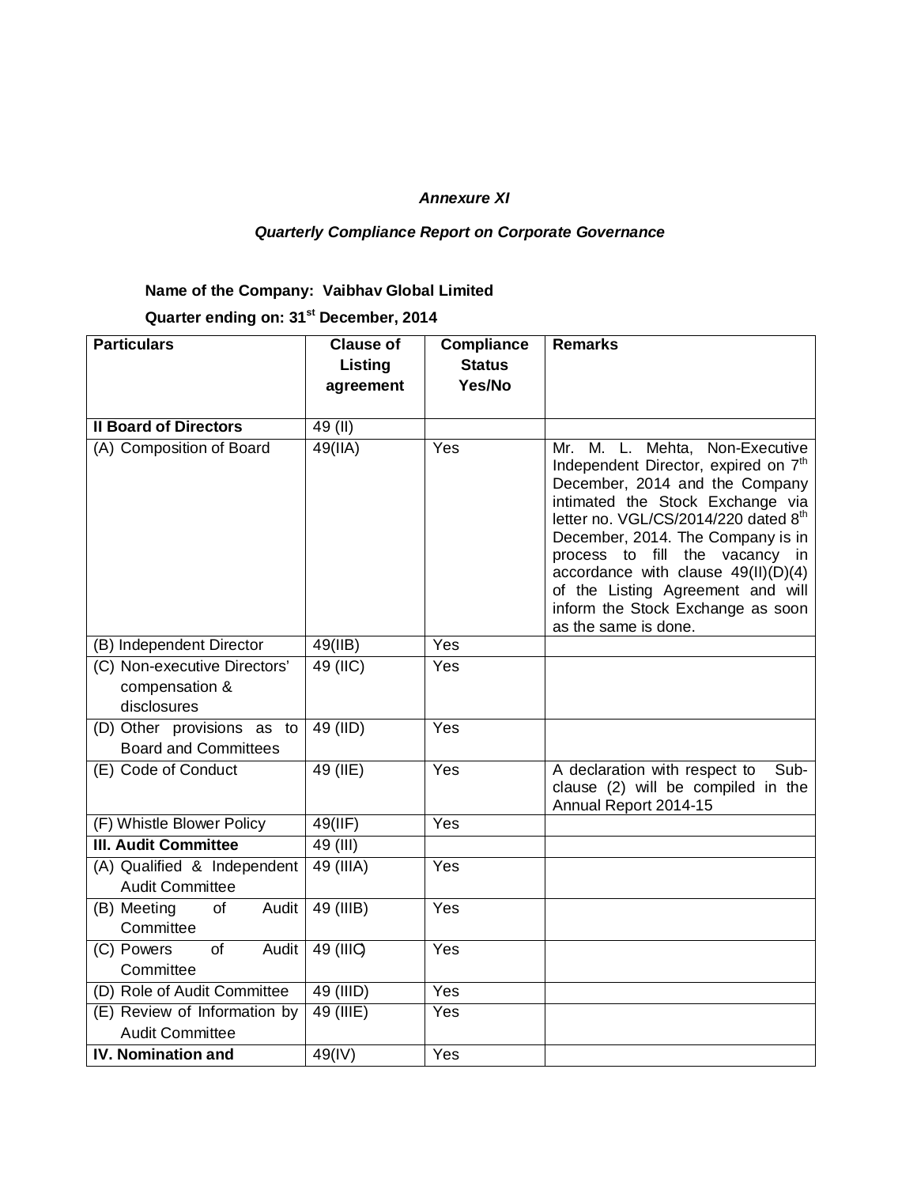***Annexure XI***

***Quarterly Compliance Report on Corporate Governance***

**Name of the Company: Vaibhav Global Limited**

**Quarter ending on: 31st December, 2014**

| **Particulars** | **Clause of Listing agreement** | **Compliance Status Yes/No** | **Remarks** |
|---|---|---|---|
| **II Board of Directors** | 49 (II) | | |
| (A) Composition of Board | 49(IIA) | Yes | Mr. M. L. Mehta, Non-Executive Independent Director, expired on 7th December, 2014 and the Company intimated the Stock Exchange via letter no. VGL/CS/2014/220 dated 8th December, 2014. The Company is in process to fill the vacancy in accordance with clause 49(II)(D)(4) of the Listing Agreement and will inform the Stock Exchange as soon as the same is done. |
| (B) Independent Director | 49(IIB) | Yes | |
| (C) Non-executive Directors' compensation & disclosures | 49 (IIC) | Yes | |
| (D) Other provisions as to Board and Committees | 49 (IID) | Yes | |
| (E) Code of Conduct | 49 (IIE) | Yes | A declaration with respect to Sub-clause (2) will be compiled in the Annual Report 2014-15 |
| (F) Whistle Blower Policy | 49(IIF) | Yes | |
| **III. Audit Committee** | 49 (III) | | |
| (A) Qualified & Independent Audit Committee | 49 (IIIA) | Yes | |
| (B) Meeting of Audit Committee | 49 (IIIB) | Yes | |
| (C) Powers of Audit Committee | 49 (IIIC) | Yes | |
| (D) Role of Audit Committee | 49 (IIID) | Yes | |
| (E) Review of Information by Audit Committee | 49 (IIIE) | Yes | |
| **IV. Nomination and** | 49(IV) | Yes | |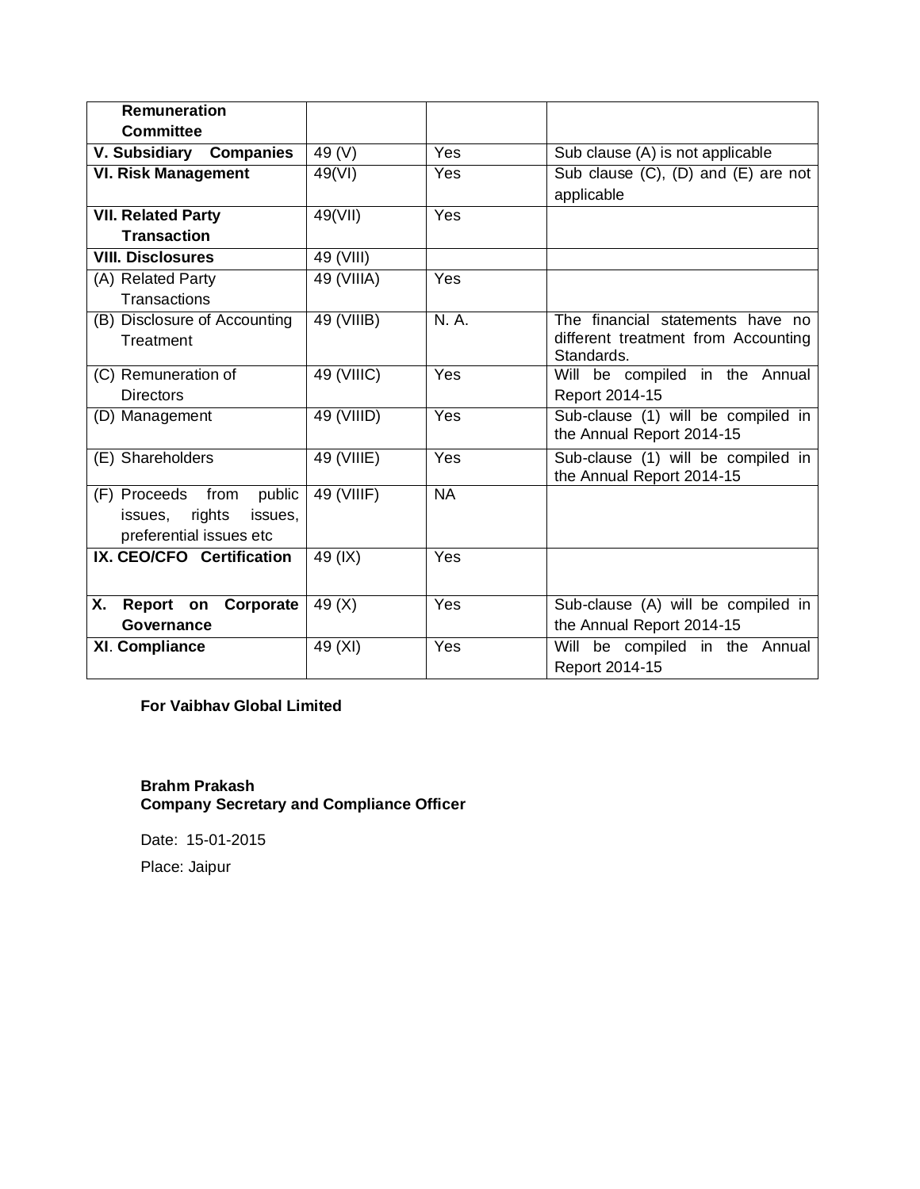| | | | |
|---|---|---|---|
| **Remuneration Committee** | | | |
| **V. Subsidiary Companies** | 49 (V) | Yes | Sub clause (A) is not applicable |
| **VI. Risk Management** | 49(VI) | Yes | Sub clause (C), (D) and (E) are not applicable |
| **VII. Related Party Transaction** | 49(VII) | Yes | |
| **VIII. Disclosures** | 49 (VIII) | | |
| (A) Related Party Transactions | 49 (VIIIA) | Yes | |
| (B) Disclosure of Accounting Treatment | 49 (VIIIB) | N. A. | The financial statements have no different treatment from Accounting Standards. |
| (C) Remuneration of Directors | 49 (VIIIC) | Yes | Will be compiled in the Annual Report 2014-15 |
| (D) Management | 49 (VIIID) | Yes | Sub-clause (1) will be compiled in the Annual Report 2014-15 |
| (E) Shareholders | 49 (VIIIE) | Yes | Sub-clause (1) will be compiled in the Annual Report 2014-15 |
| (F) Proceeds from public issues, rights issues, preferential issues etc | 49 (VIIIF) | NA | |
| **IX. CEO/CFO Certification** | 49 (IX) | Yes | |
| **X. Report on Corporate Governance** | 49 (X) | Yes | Sub-clause (A) will be compiled in the Annual Report 2014-15 |
| **XI. Compliance** | 49 (XI) | Yes | Will be compiled in the Annual Report 2014-15 |

**For Vaibhav Global Limited**

**Brahm Prakash**
**Company Secretary and Compliance Officer**

Date: 15-01-2015

Place: Jaipur